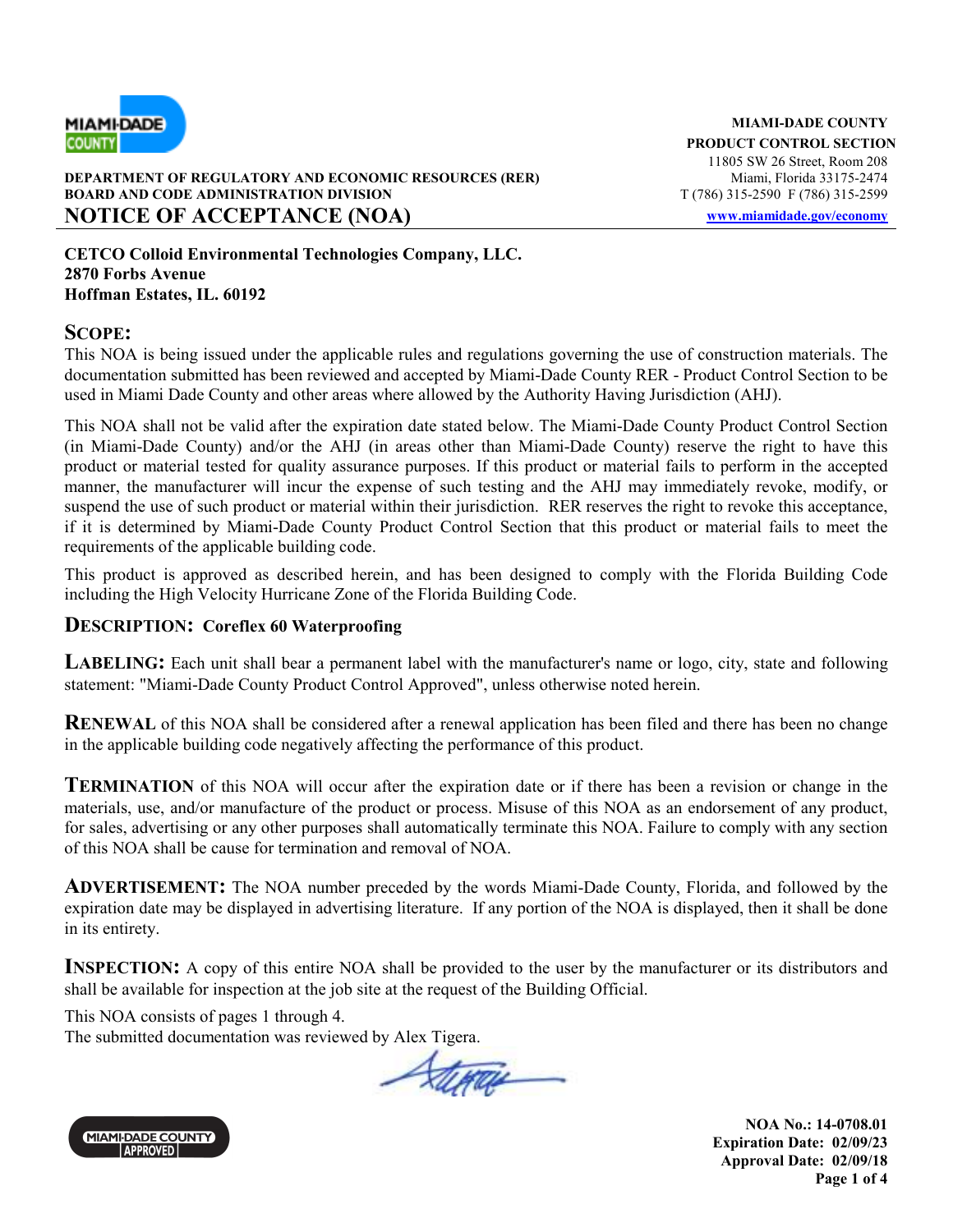**MIAMI-DADE COUNTY**
**PRODUCT CONTROL SECTION**
11805 SW 26 Street, Room 208
Miami, Florida 33175-2474
T (786) 315-2590 F (786) 315-2599
www.miamidade.gov/economy

**DEPARTMENT OF REGULATORY AND ECONOMIC RESOURCES (RER)**
**BOARD AND CODE ADMINISTRATION DIVISION**

# NOTICE OF ACCEPTANCE (NOA)

**CETCO Colloid Environmental Technologies Company, LLC.**
**2870 Forbs Avenue**
**Hoffman Estates, IL. 60192**

## SCOPE:

This NOA is being issued under the applicable rules and regulations governing the use of construction materials. The documentation submitted has been reviewed and accepted by Miami-Dade County RER - Product Control Section to be used in Miami Dade County and other areas where allowed by the Authority Having Jurisdiction (AHJ).

This NOA shall not be valid after the expiration date stated below. The Miami-Dade County Product Control Section (in Miami-Dade County) and/or the AHJ (in areas other than Miami-Dade County) reserve the right to have this product or material tested for quality assurance purposes. If this product or material fails to perform in the accepted manner, the manufacturer will incur the expense of such testing and the AHJ may immediately revoke, modify, or suspend the use of such product or material within their jurisdiction. RER reserves the right to revoke this acceptance, if it is determined by Miami-Dade County Product Control Section that this product or material fails to meet the requirements of the applicable building code.

This product is approved as described herein, and has been designed to comply with the Florida Building Code including the High Velocity Hurricane Zone of the Florida Building Code.

## DESCRIPTION: Coreflex 60 Waterproofing

**LABELING:** Each unit shall bear a permanent label with the manufacturer's name or logo, city, state and following statement: "Miami-Dade County Product Control Approved", unless otherwise noted herein.

**RENEWAL** of this NOA shall be considered after a renewal application has been filed and there has been no change in the applicable building code negatively affecting the performance of this product.

**TERMINATION** of this NOA will occur after the expiration date or if there has been a revision or change in the materials, use, and/or manufacture of the product or process. Misuse of this NOA as an endorsement of any product, for sales, advertising or any other purposes shall automatically terminate this NOA. Failure to comply with any section of this NOA shall be cause for termination and removal of NOA.

**ADVERTISEMENT:** The NOA number preceded by the words Miami-Dade County, Florida, and followed by the expiration date may be displayed in advertising literature. If any portion of the NOA is displayed, then it shall be done in its entirety.

**INSPECTION:** A copy of this entire NOA shall be provided to the user by the manufacturer or its distributors and shall be available for inspection at the job site at the request of the Building Official.

This NOA consists of pages 1 through 4.
The submitted documentation was reviewed by Alex Tigera.

**NOA No.: 14-0708.01**
**Expiration Date: 02/09/23**
**Approval Date: 02/09/18**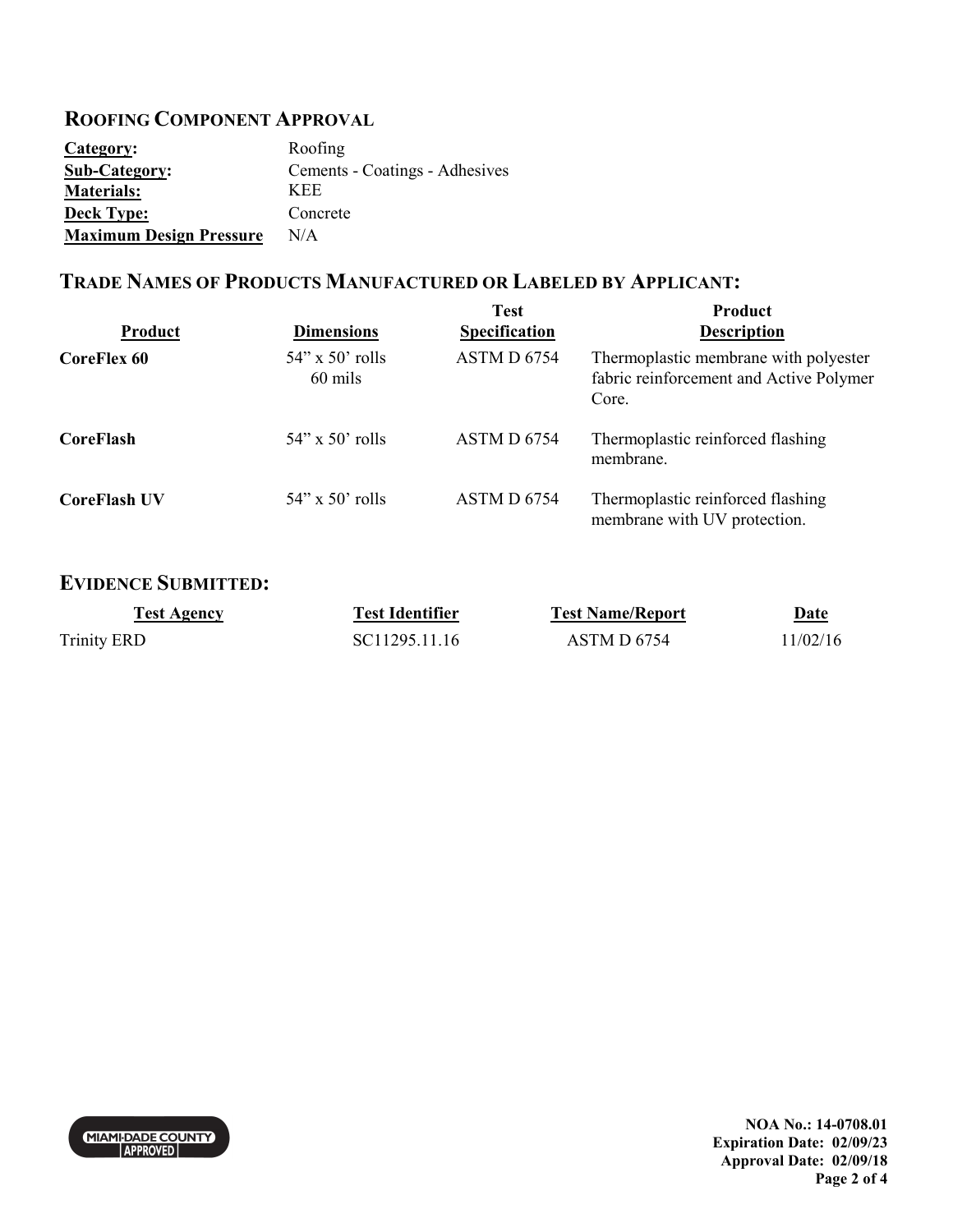## ROOFING COMPONENT APPROVAL

| | |
|---|---|
| **Category:** | Roofing |
| **Sub-Category:** | Cements - Coatings - Adhesives |
| **Materials:** | KEE |
| **Deck Type:** | Concrete |
| **Maximum Design Pressure** | N/A |

## TRADE NAMES OF PRODUCTS MANUFACTURED OR LABELED BY APPLICANT:

| Product | Dimensions | Test Specification | Product Description |
|---|---|---|---|
| **CoreFlex 60** | 54" x 50' rolls 60 mils | ASTM D 6754 | Thermoplastic membrane with polyester fabric reinforcement and Active Polymer Core. |
| **CoreFlash** | 54" x 50' rolls | ASTM D 6754 | Thermoplastic reinforced flashing membrane. |
| **CoreFlash UV** | 54" x 50' rolls | ASTM D 6754 | Thermoplastic reinforced flashing membrane with UV protection. |

## EVIDENCE SUBMITTED:

| Test Agency | Test Identifier | Test Name/Report | Date |
|---|---|---|---|
| Trinity ERD | SC11295.11.16 | ASTM D 6754 | 11/02/16 |

**NOA No.: 14-0708.01**
**Expiration Date: 02/09/23**
**Approval Date: 02/09/18**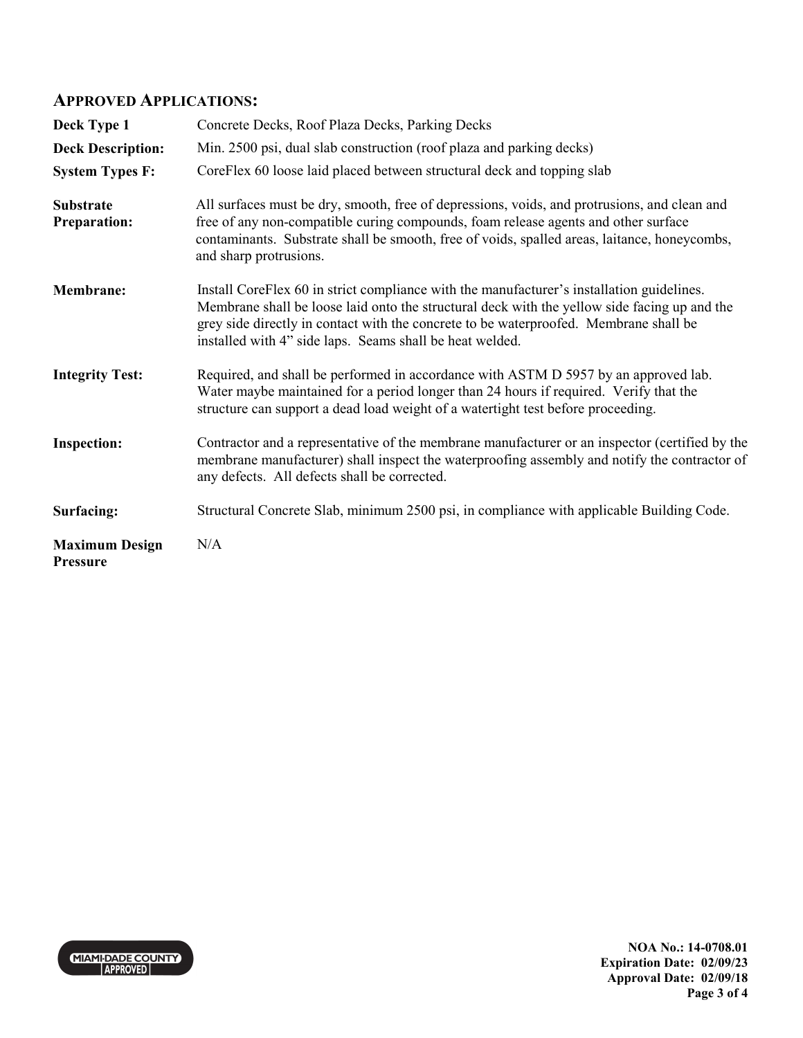## APPROVED APPLICATIONS:

| | |
|---|---|
| **Deck Type 1** | Concrete Decks, Roof Plaza Decks, Parking Decks |
| **Deck Description:** | Min. 2500 psi, dual slab construction (roof plaza and parking decks) |
| **System Types F:** | CoreFlex 60 loose laid placed between structural deck and topping slab |
| **Substrate Preparation:** | All surfaces must be dry, smooth, free of depressions, voids, and protrusions, and clean and free of any non-compatible curing compounds, foam release agents and other surface contaminants. Substrate shall be smooth, free of voids, spalled areas, laitance, honeycombs, and sharp protrusions. |
| **Membrane:** | Install CoreFlex 60 in strict compliance with the manufacturer's installation guidelines. Membrane shall be loose laid onto the structural deck with the yellow side facing up and the grey side directly in contact with the concrete to be waterproofed. Membrane shall be installed with 4" side laps. Seams shall be heat welded. |
| **Integrity Test:** | Required, and shall be performed in accordance with ASTM D 5957 by an approved lab. Water maybe maintained for a period longer than 24 hours if required. Verify that the structure can support a dead load weight of a watertight test before proceeding. |
| **Inspection:** | Contractor and a representative of the membrane manufacturer or an inspector (certified by the membrane manufacturer) shall inspect the waterproofing assembly and notify the contractor of any defects. All defects shall be corrected. |
| **Surfacing:** | Structural Concrete Slab, minimum 2500 psi, in compliance with applicable Building Code. |
| **Maximum Design Pressure** | N/A |

MIAMI-DADE COUNTY APPROVED

**NOA No.: 14-0708.01**
**Expiration Date: 02/09/23**
**Approval Date: 02/09/18**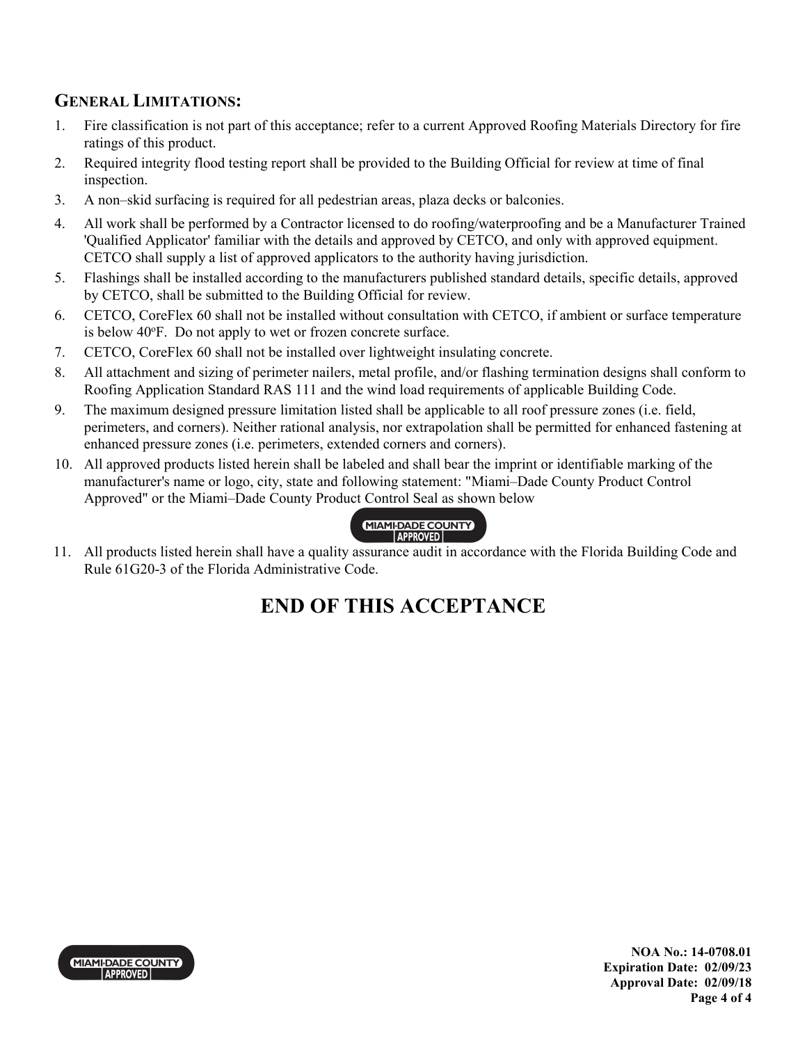## GENERAL LIMITATIONS:

1. Fire classification is not part of this acceptance; refer to a current Approved Roofing Materials Directory for fire ratings of this product.
2. Required integrity flood testing report shall be provided to the Building Official for review at time of final inspection.
3. A non–skid surfacing is required for all pedestrian areas, plaza decks or balconies.
4. All work shall be performed by a Contractor licensed to do roofing/waterproofing and be a Manufacturer Trained 'Qualified Applicator' familiar with the details and approved by CETCO, and only with approved equipment. CETCO shall supply a list of approved applicators to the authority having jurisdiction.
5. Flashings shall be installed according to the manufacturers published standard details, specific details, approved by CETCO, shall be submitted to the Building Official for review.
6. CETCO, CoreFlex 60 shall not be installed without consultation with CETCO, if ambient or surface temperature is below 40°F. Do not apply to wet or frozen concrete surface.
7. CETCO, CoreFlex 60 shall not be installed over lightweight insulating concrete.
8. All attachment and sizing of perimeter nailers, metal profile, and/or flashing termination designs shall conform to Roofing Application Standard RAS 111 and the wind load requirements of applicable Building Code.
9. The maximum designed pressure limitation listed shall be applicable to all roof pressure zones (i.e. field, perimeters, and corners). Neither rational analysis, nor extrapolation shall be permitted for enhanced fastening at enhanced pressure zones (i.e. perimeters, extended corners and corners).
10. All approved products listed herein shall be labeled and shall bear the imprint or identifiable marking of the manufacturer's name or logo, city, state and following statement: "Miami–Dade County Product Control Approved" or the Miami–Dade County Product Control Seal as shown below

MIAMI-DADE COUNTY APPROVED

11. All products listed herein shall have a quality assurance audit in accordance with the Florida Building Code and Rule 61G20-3 of the Florida Administrative Code.

# END OF THIS ACCEPTANCE

**NOA No.: 14-0708.01**
**Expiration Date: 02/09/23**
**Approval Date: 02/09/18**